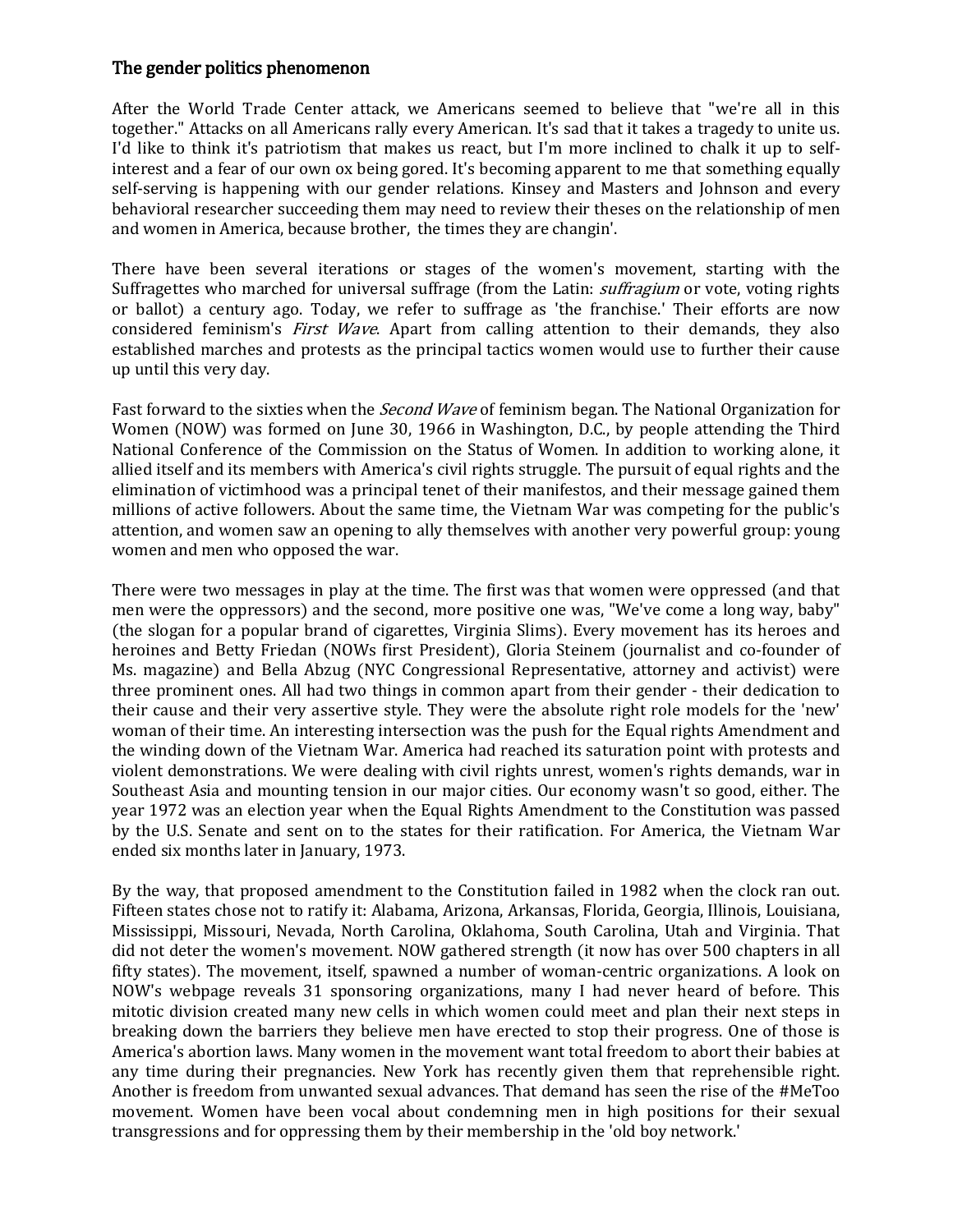### The gender politics phenomenon

After the World Trade Center attack, we Americans seemed to believe that "we're all in this together." Attacks on all Americans rally every American. It's sad that it takes a tragedy to unite us. I'd like to think it's patriotism that makes us react, but I'm more inclined to chalk it up to self-interest and a fear of our own ox being gored. It's becoming apparent to me that something equally self-serving is happening with our gender relations. Kinsey and Masters and Johnson and every behavioral researcher succeeding them may need to review their theses on the relationship of men and women in America, because brother, the times they are changin'.

There have been several iterations or stages of the women's movement, starting with the Suffragettes who marched for universal suffrage (from the Latin: *suffragium* or vote, voting rights or ballot) a century ago. Today, we refer to suffrage as 'the franchise.' Their efforts are now considered feminism's *First Wave*. Apart from calling attention to their demands, they also established marches and protests as the principal tactics women would use to further their cause up until this very day.

Fast forward to the sixties when the *Second Wave* of feminism began. The National Organization for Women (NOW) was formed on June 30, 1966 in Washington, D.C., by people attending the Third National Conference of the Commission on the Status of Women. In addition to working alone, it allied itself and its members with America's civil rights struggle. The pursuit of equal rights and the elimination of victimhood was a principal tenet of their manifestos, and their message gained them millions of active followers. About the same time, the Vietnam War was competing for the public's attention, and women saw an opening to ally themselves with another very powerful group: young women and men who opposed the war.

There were two messages in play at the time. The first was that women were oppressed (and that men were the oppressors) and the second, more positive one was, "We've come a long way, baby" (the slogan for a popular brand of cigarettes, Virginia Slims). Every movement has its heroes and heroines and Betty Friedan (NOWs first President), Gloria Steinem (journalist and co-founder of Ms. magazine) and Bella Abzug (NYC Congressional Representative, attorney and activist) were three prominent ones. All had two things in common apart from their gender - their dedication to their cause and their very assertive style. They were the absolute right role models for the 'new' woman of their time. An interesting intersection was the push for the Equal rights Amendment and the winding down of the Vietnam War. America had reached its saturation point with protests and violent demonstrations. We were dealing with civil rights unrest, women's rights demands, war in Southeast Asia and mounting tension in our major cities. Our economy wasn't so good, either. The year 1972 was an election year when the Equal Rights Amendment to the Constitution was passed by the U.S. Senate and sent on to the states for their ratification. For America, the Vietnam War ended six months later in January, 1973.

By the way, that proposed amendment to the Constitution failed in 1982 when the clock ran out. Fifteen states chose not to ratify it: Alabama, Arizona, Arkansas, Florida, Georgia, Illinois, Louisiana, Mississippi, Missouri, Nevada, North Carolina, Oklahoma, South Carolina, Utah and Virginia. That did not deter the women's movement. NOW gathered strength (it now has over 500 chapters in all fifty states). The movement, itself, spawned a number of woman-centric organizations. A look on NOW's webpage reveals 31 sponsoring organizations, many I had never heard of before. This mitotic division created many new cells in which women could meet and plan their next steps in breaking down the barriers they believe men have erected to stop their progress. One of those is America's abortion laws. Many women in the movement want total freedom to abort their babies at any time during their pregnancies. New York has recently given them that reprehensible right. Another is freedom from unwanted sexual advances. That demand has seen the rise of the #MeToo movement. Women have been vocal about condemning men in high positions for their sexual transgressions and for oppressing them by their membership in the 'old boy network.'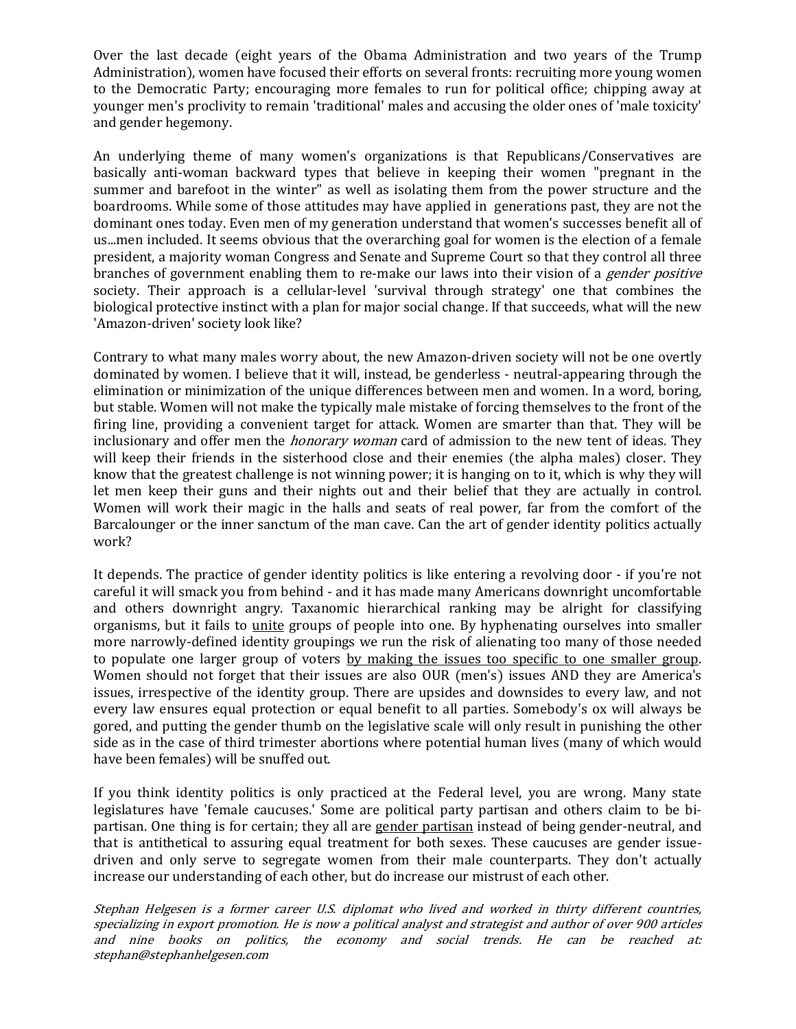Over the last decade (eight years of the Obama Administration and two years of the Trump Administration), women have focused their efforts on several fronts: recruiting more young women to the Democratic Party; encouraging more females to run for political office; chipping away at younger men's proclivity to remain 'traditional' males and accusing the older ones of 'male toxicity' and gender hegemony.

An underlying theme of many women's organizations is that Republicans/Conservatives are basically anti-woman backward types that believe in keeping their women "pregnant in the summer and barefoot in the winter" as well as isolating them from the power structure and the boardrooms. While some of those attitudes may have applied in generations past, they are not the dominant ones today. Even men of my generation understand that women's successes benefit all of us...men included. It seems obvious that the overarching goal for women is the election of a female president, a majority woman Congress and Senate and Supreme Court so that they control all three branches of government enabling them to re-make our laws into their vision of a *gender positive* society. Their approach is a cellular-level 'survival through strategy' one that combines the biological protective instinct with a plan for major social change. If that succeeds, what will the new 'Amazon-driven' society look like?

Contrary to what many males worry about, the new Amazon-driven society will not be one overtly dominated by women. I believe that it will, instead, be genderless - neutral-appearing through the elimination or minimization of the unique differences between men and women. In a word, boring, but stable. Women will not make the typically male mistake of forcing themselves to the front of the firing line, providing a convenient target for attack. Women are smarter than that. They will be inclusionary and offer men the *honorary woman* card of admission to the new tent of ideas. They will keep their friends in the sisterhood close and their enemies (the alpha males) closer. They know that the greatest challenge is not winning power; it is hanging on to it, which is why they will let men keep their guns and their nights out and their belief that they are actually in control. Women will work their magic in the halls and seats of real power, far from the comfort of the Barcalounger or the inner sanctum of the man cave. Can the art of gender identity politics actually work?

It depends. The practice of gender identity politics is like entering a revolving door - if you're not careful it will smack you from behind - and it has made many Americans downright uncomfortable and others downright angry. Taxanomic hierarchical ranking may be alright for classifying organisms, but it fails to <u>unite</u> groups of people into one. By hyphenating ourselves into smaller more narrowly-defined identity groupings we run the risk of alienating too many of those needed to populate one larger group of voters <u>by making the issues too specific to one smaller group</u>. Women should not forget that their issues are also OUR (men's) issues AND they are America's issues, irrespective of the identity group. There are upsides and downsides to every law, and not every law ensures equal protection or equal benefit to all parties. Somebody's ox will always be gored, and putting the gender thumb on the legislative scale will only result in punishing the other side as in the case of third trimester abortions where potential human lives (many of which would have been females) will be snuffed out.

If you think identity politics is only practiced at the Federal level, you are wrong. Many state legislatures have 'female caucuses.' Some are political party partisan and others claim to be bi-partisan. One thing is for certain; they all are <u>gender partisan</u> instead of being gender-neutral, and that is antithetical to assuring equal treatment for both sexes. These caucuses are gender issue-driven and only serve to segregate women from their male counterparts. They don't actually increase our understanding of each other, but do increase our mistrust of each other.

*Stephan Helgesen is a former career U.S. diplomat who lived and worked in thirty different countries, specializing in export promotion. He is now a political analyst and strategist and author of over 900 articles and nine books on politics, the economy and social trends. He can be reached at: stephan@stephanhelgesen.com*